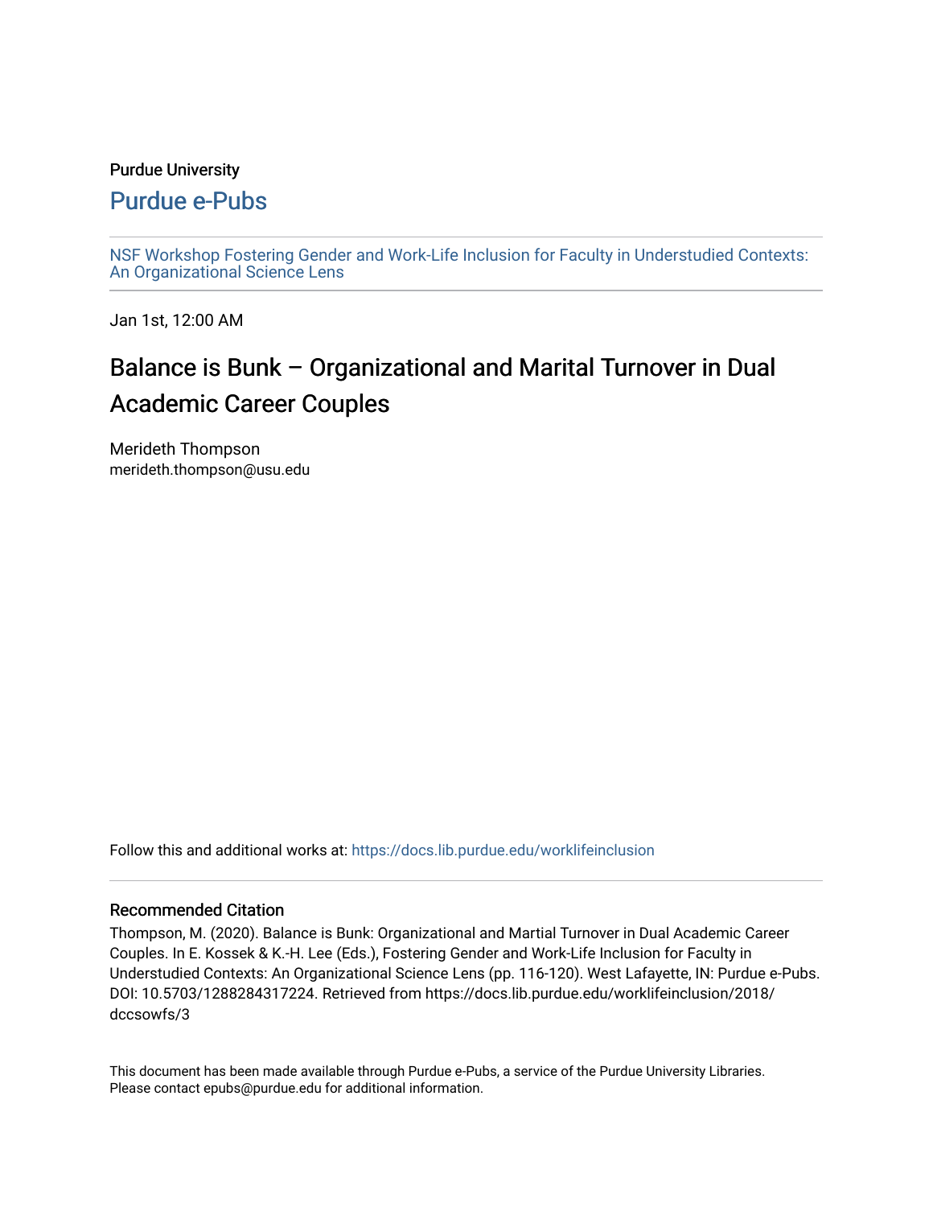Purdue University

# Purdue e-Pubs

NSF Workshop Fostering Gender and Work-Life Inclusion for Faculty in Understudied Contexts: An Organizational Science Lens

Jan 1st, 12:00 AM

## Balance is Bunk – Organizational and Marital Turnover in Dual Academic Career Couples

Merideth Thompson
merideth.thompson@usu.edu

Follow this and additional works at: https://docs.lib.purdue.edu/worklifeinclusion

### Recommended Citation

Thompson, M. (2020). Balance is Bunk: Organizational and Martial Turnover in Dual Academic Career Couples. In E. Kossek & K.-H. Lee (Eds.), Fostering Gender and Work-Life Inclusion for Faculty in Understudied Contexts: An Organizational Science Lens (pp. 116-120). West Lafayette, IN: Purdue e-Pubs. DOI: 10.5703/1288284317224. Retrieved from https://docs.lib.purdue.edu/worklifeinclusion/2018/dccsowfs/3

This document has been made available through Purdue e-Pubs, a service of the Purdue University Libraries. Please contact epubs@purdue.edu for additional information.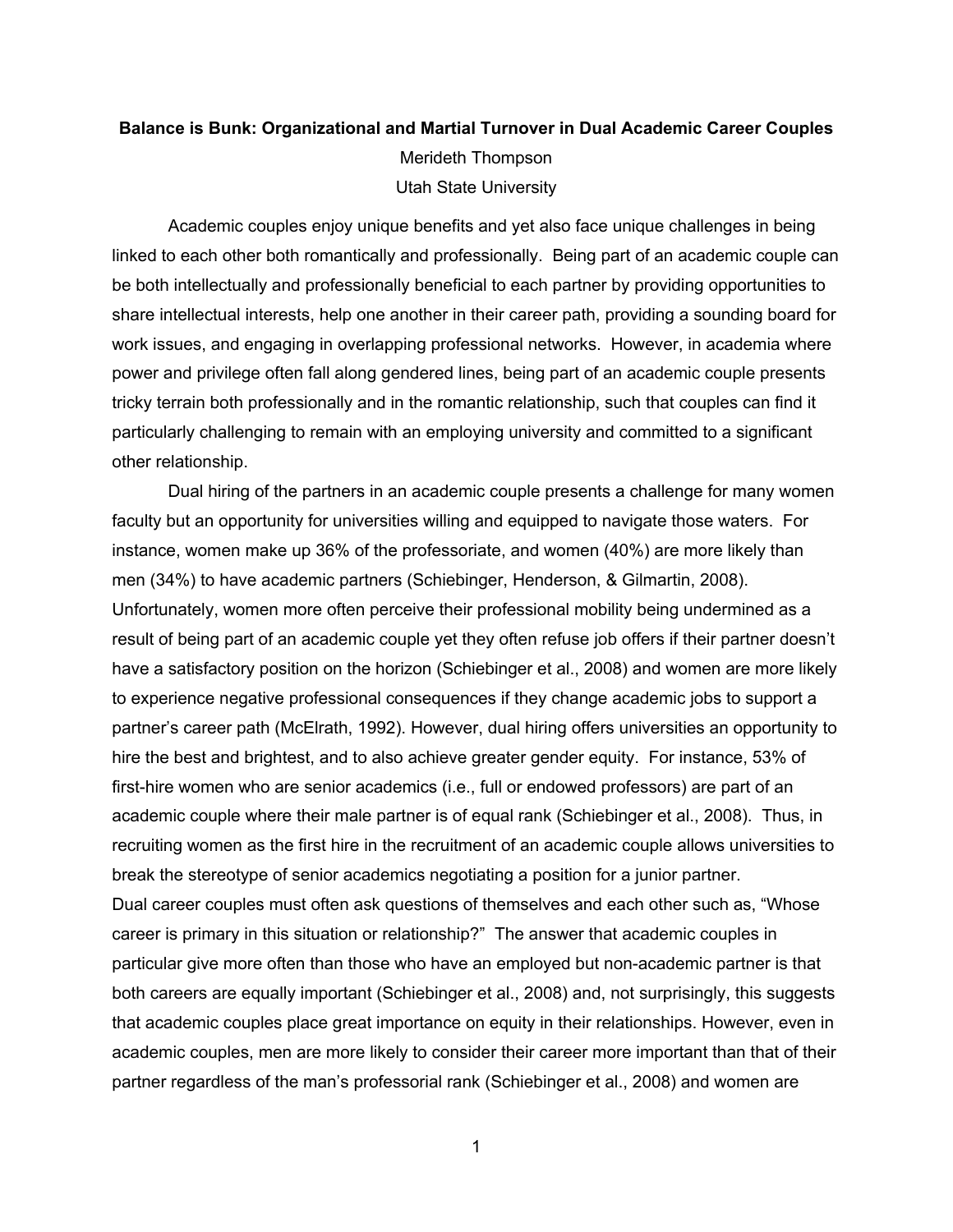**Balance is Bunk: Organizational and Martial Turnover in Dual Academic Career Couples**

Merideth Thompson

Utah State University

Academic couples enjoy unique benefits and yet also face unique challenges in being linked to each other both romantically and professionally. Being part of an academic couple can be both intellectually and professionally beneficial to each partner by providing opportunities to share intellectual interests, help one another in their career path, providing a sounding board for work issues, and engaging in overlapping professional networks. However, in academia where power and privilege often fall along gendered lines, being part of an academic couple presents tricky terrain both professionally and in the romantic relationship, such that couples can find it particularly challenging to remain with an employing university and committed to a significant other relationship.

Dual hiring of the partners in an academic couple presents a challenge for many women faculty but an opportunity for universities willing and equipped to navigate those waters. For instance, women make up 36% of the professoriate, and women (40%) are more likely than men (34%) to have academic partners (Schiebinger, Henderson, & Gilmartin, 2008). Unfortunately, women more often perceive their professional mobility being undermined as a result of being part of an academic couple yet they often refuse job offers if their partner doesn't have a satisfactory position on the horizon (Schiebinger et al., 2008) and women are more likely to experience negative professional consequences if they change academic jobs to support a partner's career path (McElrath, 1992). However, dual hiring offers universities an opportunity to hire the best and brightest, and to also achieve greater gender equity. For instance, 53% of first-hire women who are senior academics (i.e., full or endowed professors) are part of an academic couple where their male partner is of equal rank (Schiebinger et al., 2008). Thus, in recruiting women as the first hire in the recruitment of an academic couple allows universities to break the stereotype of senior academics negotiating a position for a junior partner.

Dual career couples must often ask questions of themselves and each other such as, "Whose career is primary in this situation or relationship?" The answer that academic couples in particular give more often than those who have an employed but non-academic partner is that both careers are equally important (Schiebinger et al., 2008) and, not surprisingly, this suggests that academic couples place great importance on equity in their relationships. However, even in academic couples, men are more likely to consider their career more important than that of their partner regardless of the man's professorial rank (Schiebinger et al., 2008) and women are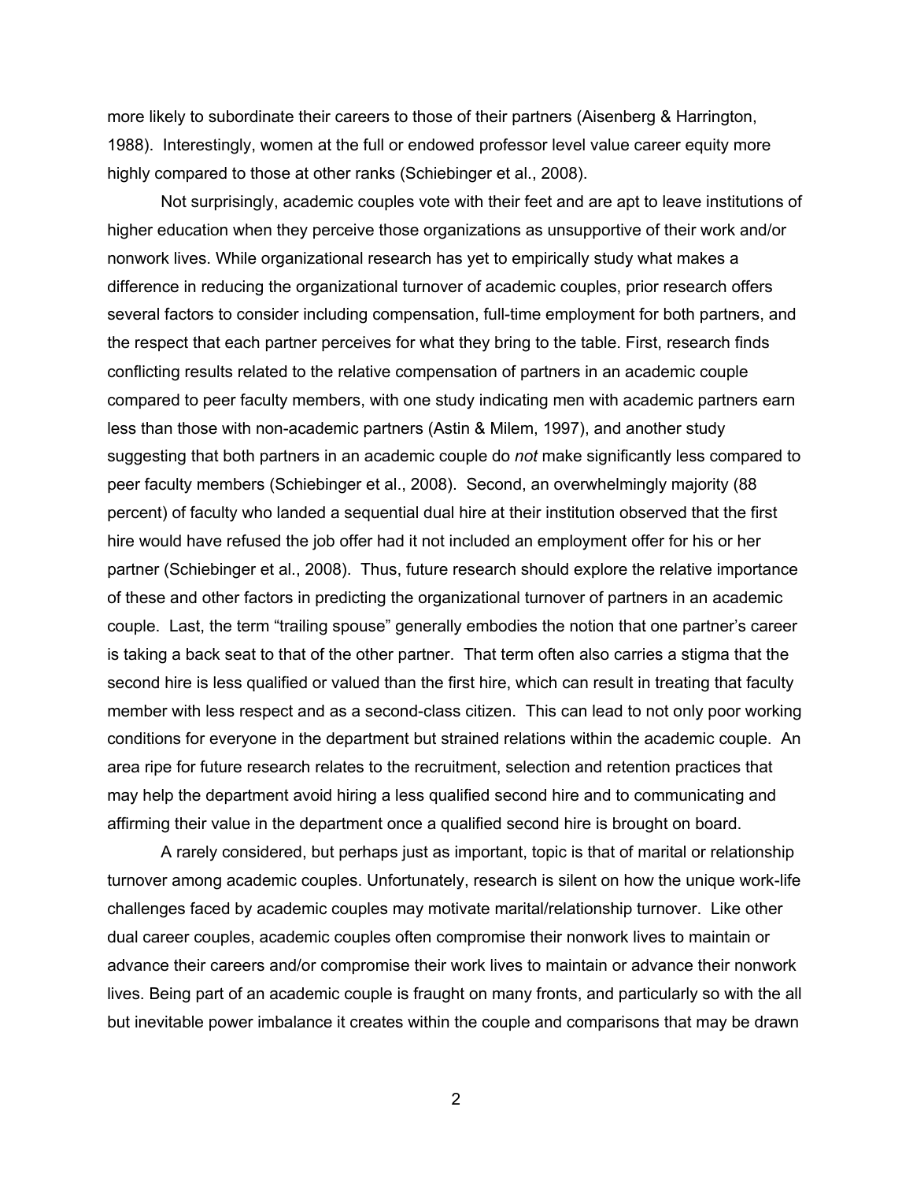more likely to subordinate their careers to those of their partners (Aisenberg & Harrington, 1988). Interestingly, women at the full or endowed professor level value career equity more highly compared to those at other ranks (Schiebinger et al., 2008).

Not surprisingly, academic couples vote with their feet and are apt to leave institutions of higher education when they perceive those organizations as unsupportive of their work and/or nonwork lives. While organizational research has yet to empirically study what makes a difference in reducing the organizational turnover of academic couples, prior research offers several factors to consider including compensation, full-time employment for both partners, and the respect that each partner perceives for what they bring to the table. First, research finds conflicting results related to the relative compensation of partners in an academic couple compared to peer faculty members, with one study indicating men with academic partners earn less than those with non-academic partners (Astin & Milem, 1997), and another study suggesting that both partners in an academic couple do *not* make significantly less compared to peer faculty members (Schiebinger et al., 2008). Second, an overwhelmingly majority (88 percent) of faculty who landed a sequential dual hire at their institution observed that the first hire would have refused the job offer had it not included an employment offer for his or her partner (Schiebinger et al., 2008). Thus, future research should explore the relative importance of these and other factors in predicting the organizational turnover of partners in an academic couple. Last, the term “trailing spouse” generally embodies the notion that one partner’s career is taking a back seat to that of the other partner. That term often also carries a stigma that the second hire is less qualified or valued than the first hire, which can result in treating that faculty member with less respect and as a second-class citizen. This can lead to not only poor working conditions for everyone in the department but strained relations within the academic couple. An area ripe for future research relates to the recruitment, selection and retention practices that may help the department avoid hiring a less qualified second hire and to communicating and affirming their value in the department once a qualified second hire is brought on board.

A rarely considered, but perhaps just as important, topic is that of marital or relationship turnover among academic couples. Unfortunately, research is silent on how the unique work-life challenges faced by academic couples may motivate marital/relationship turnover. Like other dual career couples, academic couples often compromise their nonwork lives to maintain or advance their careers and/or compromise their work lives to maintain or advance their nonwork lives. Being part of an academic couple is fraught on many fronts, and particularly so with the all but inevitable power imbalance it creates within the couple and comparisons that may be drawn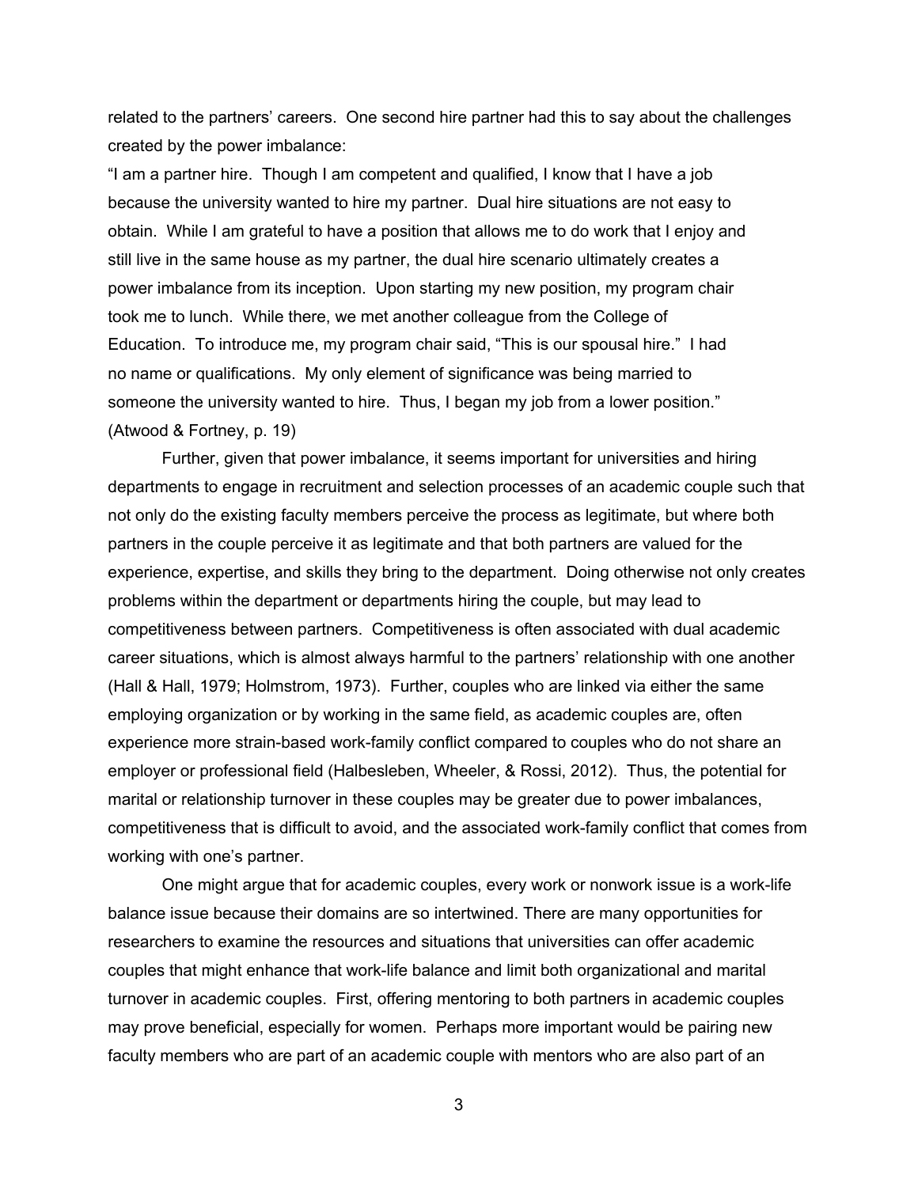related to the partners' careers. One second hire partner had this to say about the challenges created by the power imbalance:

> "I am a partner hire. Though I am competent and qualified, I know that I have a job because the university wanted to hire my partner. Dual hire situations are not easy to obtain. While I am grateful to have a position that allows me to do work that I enjoy and still live in the same house as my partner, the dual hire scenario ultimately creates a power imbalance from its inception. Upon starting my new position, my program chair took me to lunch. While there, we met another colleague from the College of Education. To introduce me, my program chair said, "This is our spousal hire." I had no name or qualifications. My only element of significance was being married to someone the university wanted to hire. Thus, I began my job from a lower position." (Atwood & Fortney, p. 19)

Further, given that power imbalance, it seems important for universities and hiring departments to engage in recruitment and selection processes of an academic couple such that not only do the existing faculty members perceive the process as legitimate, but where both partners in the couple perceive it as legitimate and that both partners are valued for the experience, expertise, and skills they bring to the department. Doing otherwise not only creates problems within the department or departments hiring the couple, but may lead to competitiveness between partners. Competitiveness is often associated with dual academic career situations, which is almost always harmful to the partners' relationship with one another (Hall & Hall, 1979; Holmstrom, 1973). Further, couples who are linked via either the same employing organization or by working in the same field, as academic couples are, often experience more strain-based work-family conflict compared to couples who do not share an employer or professional field (Halbesleben, Wheeler, & Rossi, 2012). Thus, the potential for marital or relationship turnover in these couples may be greater due to power imbalances, competitiveness that is difficult to avoid, and the associated work-family conflict that comes from working with one's partner.

One might argue that for academic couples, every work or nonwork issue is a work-life balance issue because their domains are so intertwined. There are many opportunities for researchers to examine the resources and situations that universities can offer academic couples that might enhance that work-life balance and limit both organizational and marital turnover in academic couples. First, offering mentoring to both partners in academic couples may prove beneficial, especially for women. Perhaps more important would be pairing new faculty members who are part of an academic couple with mentors who are also part of an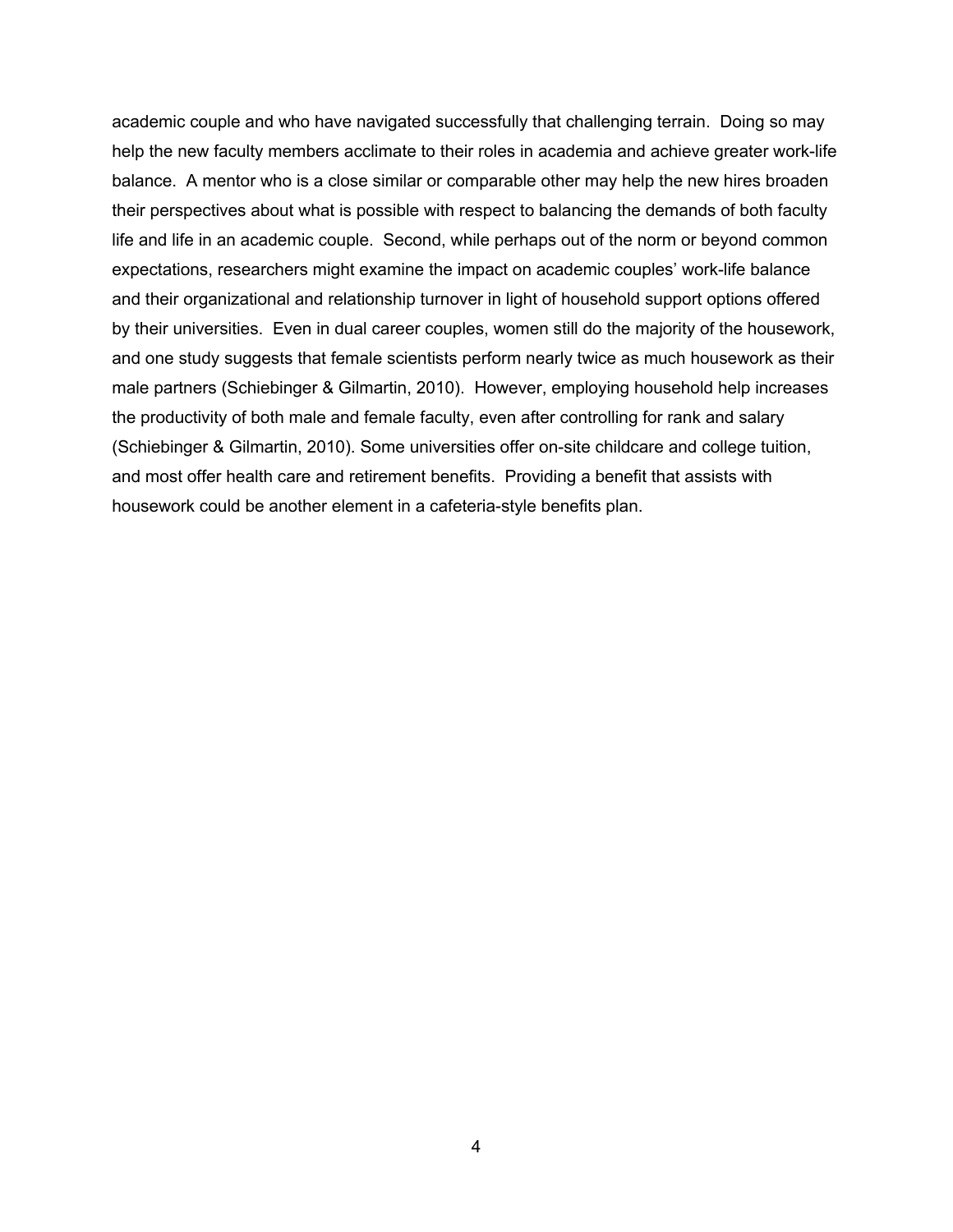academic couple and who have navigated successfully that challenging terrain. Doing so may help the new faculty members acclimate to their roles in academia and achieve greater work-life balance. A mentor who is a close similar or comparable other may help the new hires broaden their perspectives about what is possible with respect to balancing the demands of both faculty life and life in an academic couple. Second, while perhaps out of the norm or beyond common expectations, researchers might examine the impact on academic couples' work-life balance and their organizational and relationship turnover in light of household support options offered by their universities. Even in dual career couples, women still do the majority of the housework, and one study suggests that female scientists perform nearly twice as much housework as their male partners (Schiebinger & Gilmartin, 2010). However, employing household help increases the productivity of both male and female faculty, even after controlling for rank and salary (Schiebinger & Gilmartin, 2010). Some universities offer on-site childcare and college tuition, and most offer health care and retirement benefits. Providing a benefit that assists with housework could be another element in a cafeteria-style benefits plan.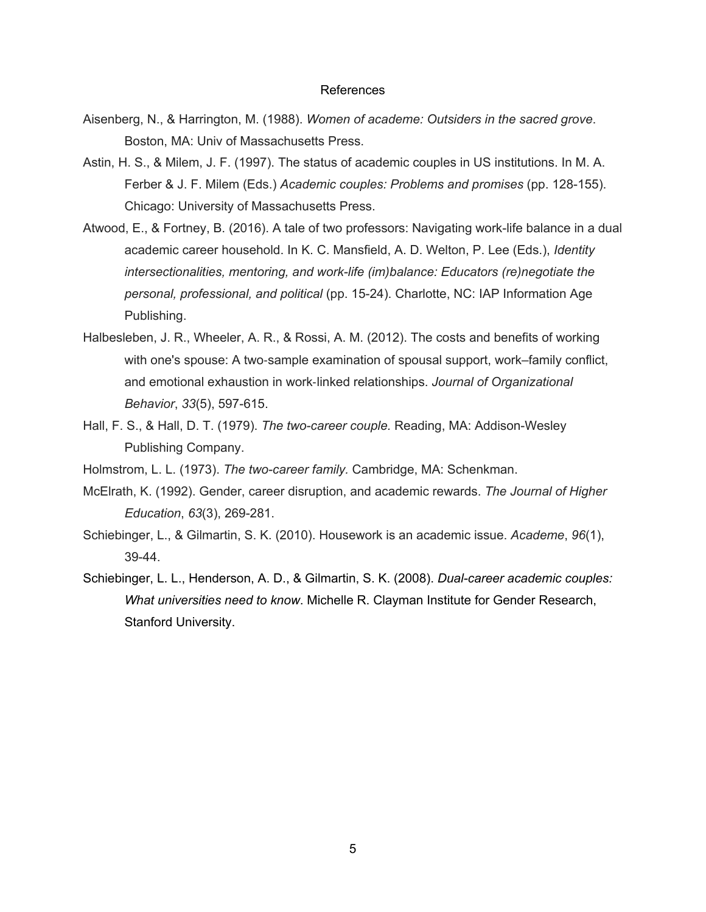# References

Aisenberg, N., & Harrington, M. (1988). *Women of academe: Outsiders in the sacred grove*. Boston, MA: Univ of Massachusetts Press.

Astin, H. S., & Milem, J. F. (1997). The status of academic couples in US institutions. In M. A. Ferber & J. F. Milem (Eds.) *Academic couples: Problems and promises* (pp. 128-155). Chicago: University of Massachusetts Press.

Atwood, E., & Fortney, B. (2016). A tale of two professors: Navigating work-life balance in a dual academic career household. In K. C. Mansfield, A. D. Welton, P. Lee (Eds.), *Identity intersectionalities, mentoring, and work-life (im)balance: Educators (re)negotiate the personal, professional, and political* (pp. 15-24). Charlotte, NC: IAP Information Age Publishing.

Halbesleben, J. R., Wheeler, A. R., & Rossi, A. M. (2012). The costs and benefits of working with one's spouse: A two-sample examination of spousal support, work–family conflict, and emotional exhaustion in work-linked relationships. *Journal of Organizational Behavior*, *33*(5), 597-615.

Hall, F. S., & Hall, D. T. (1979). *The two-career couple.* Reading, MA: Addison-Wesley Publishing Company.

Holmstrom, L. L. (1973). *The two-career family.* Cambridge, MA: Schenkman.

McElrath, K. (1992). Gender, career disruption, and academic rewards. *The Journal of Higher Education*, *63*(3), 269-281.

Schiebinger, L., & Gilmartin, S. K. (2010). Housework is an academic issue. *Academe*, *96*(1), 39-44.

Schiebinger, L. L., Henderson, A. D., & Gilmartin, S. K. (2008). *Dual-career academic couples: What universities need to know*. Michelle R. Clayman Institute for Gender Research, Stanford University.